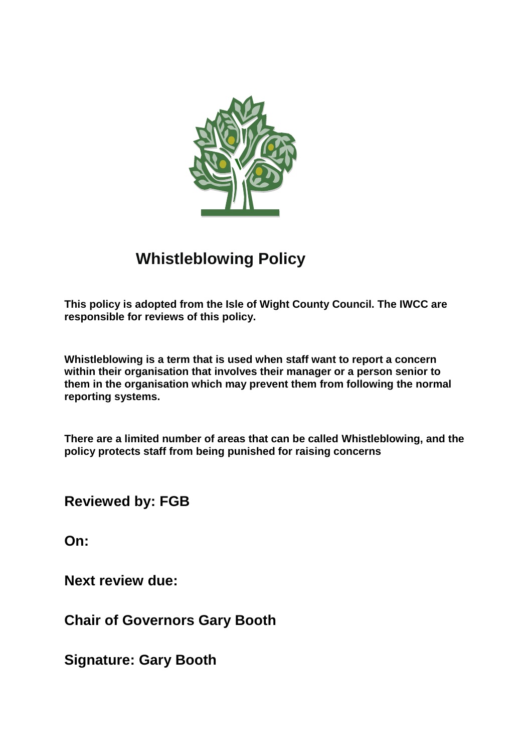# Whistleblowing Policy

**This policy is adopted from the Isle of Wight County Council. The IWCC are responsible for reviews of this policy.**

**Whistleblowing is a term that is used when staff want to report a concern within their organisation that involves their manager or a person senior to them in the organisation which may prevent them from following the normal reporting systems.**

**There are a limited number of areas that can be called Whistleblowing, and the policy protects staff from being punished for raising concerns**

**Reviewed by: FGB**

**On:**

**Next review due:**

**Chair of Governors Gary Booth**

**Signature: Gary Booth**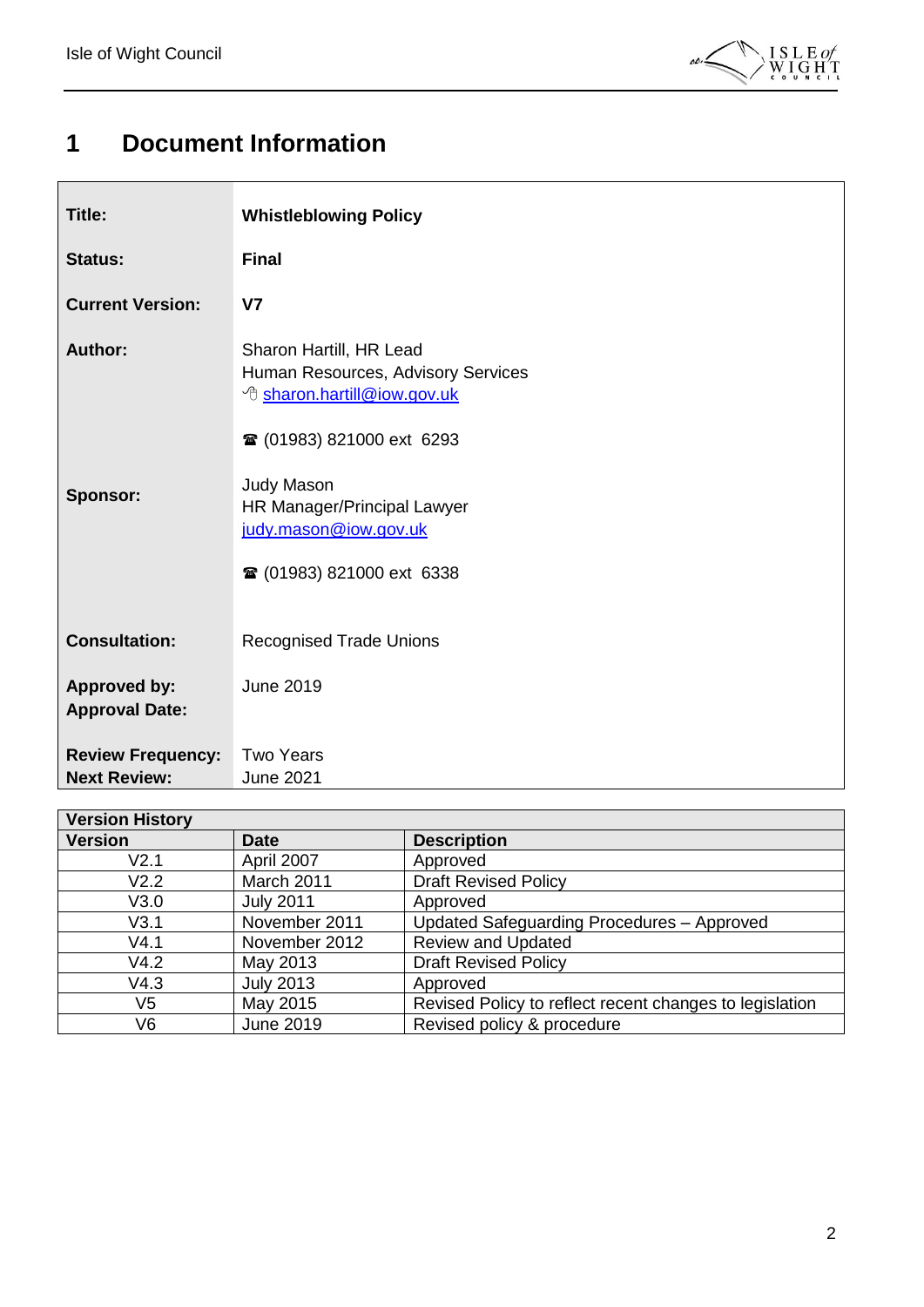# 1 Document Information

| | |
|---|---|
| **Title:** | **Whistleblowing Policy** |
| **Status:** | **Final** |
| **Current Version:** | **V7** |
| **Author:** | Sharon Hartill, HR Lead<br>Human Resources, Advisory Services<br>sharon.hartill@iow.gov.uk<br><br>☎ (01983) 821000 ext 6293 |
| **Sponsor:** | Judy Mason<br>HR Manager/Principal Lawyer<br>judy.mason@iow.gov.uk<br><br>☎ (01983) 821000 ext 6338 |
| **Consultation:** | Recognised Trade Unions |
| **Approved by:**<br>**Approval Date:** | June 2019 |
| **Review Frequency:**<br>**Next Review:** | Two Years<br>June 2021 |

| **Version History** | | |
|---|---|---|
| **Version** | **Date** | **Description** |
| V2.1 | April 2007 | Approved |
| V2.2 | March 2011 | Draft Revised Policy |
| V3.0 | July 2011 | Approved |
| V3.1 | November 2011 | Updated Safeguarding Procedures – Approved |
| V4.1 | November 2012 | Review and Updated |
| V4.2 | May 2013 | Draft Revised Policy |
| V4.3 | July 2013 | Approved |
| V5 | May 2015 | Revised Policy to reflect recent changes to legislation |
| V6 | June 2019 | Revised policy & procedure |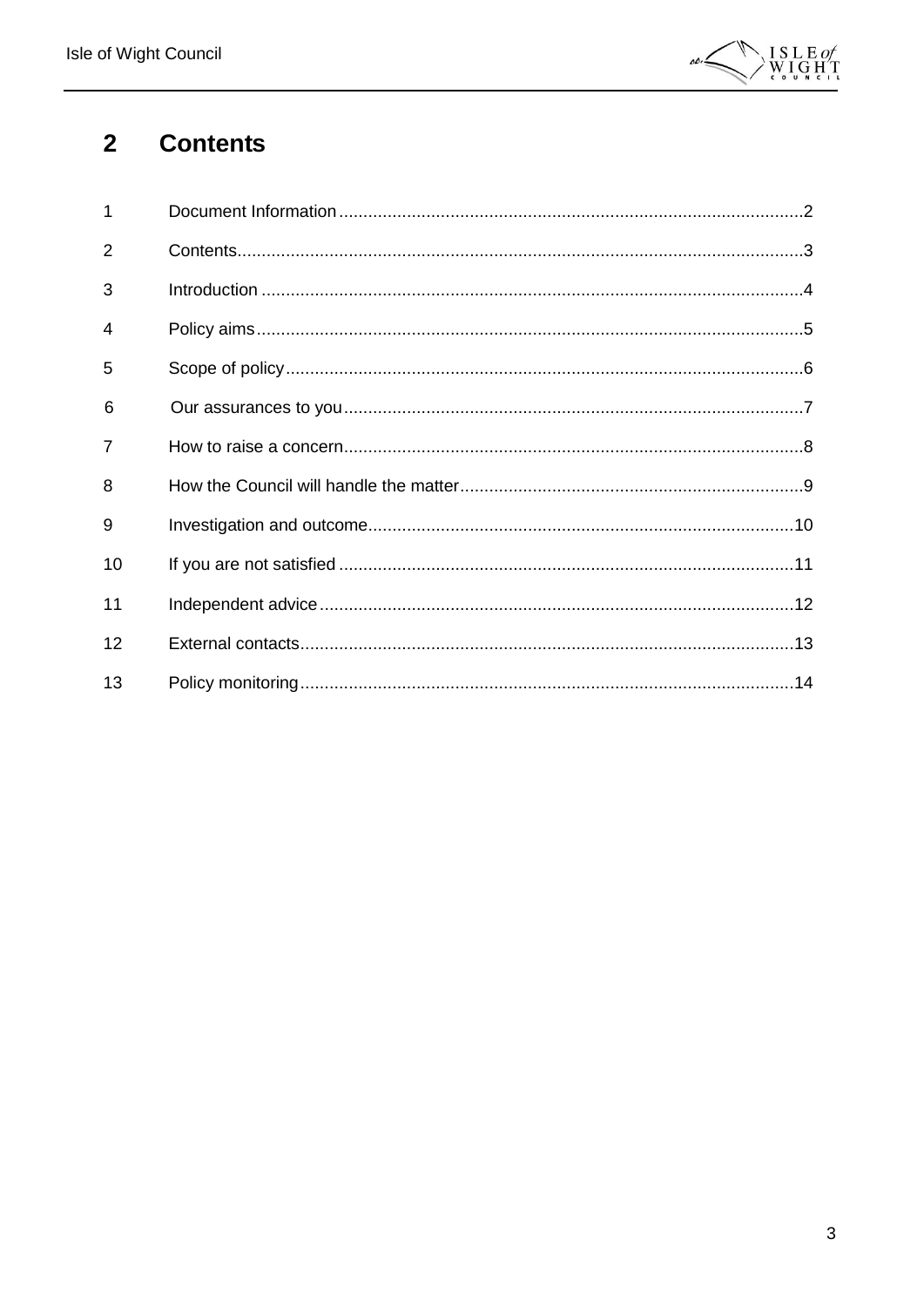## 2 Contents

| | | |
|---|---|---|
| 1 | Document Information | 2 |
| 2 | Contents | 3 |
| 3 | Introduction | 4 |
| 4 | Policy aims | 5 |
| 5 | Scope of policy | 6 |
| 6 | Our assurances to you | 7 |
| 7 | How to raise a concern | 8 |
| 8 | How the Council will handle the matter | 9 |
| 9 | Investigation and outcome | 10 |
| 10 | If you are not satisfied | 11 |
| 11 | Independent advice | 12 |
| 12 | External contacts | 13 |
| 13 | Policy monitoring | 14 |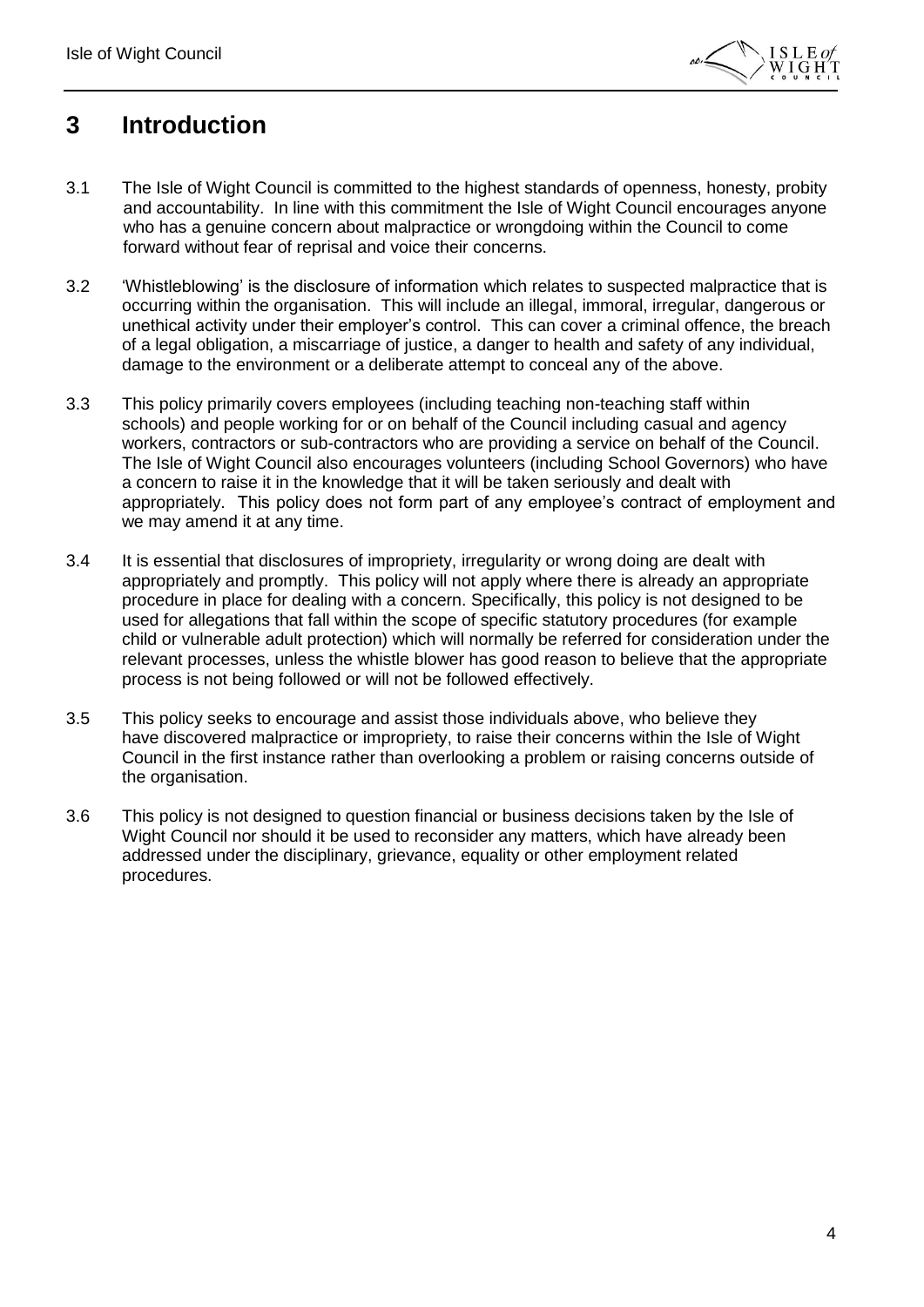# 3 Introduction

3.1 The Isle of Wight Council is committed to the highest standards of openness, honesty, probity and accountability. In line with this commitment the Isle of Wight Council encourages anyone who has a genuine concern about malpractice or wrongdoing within the Council to come forward without fear of reprisal and voice their concerns.

3.2 'Whistleblowing' is the disclosure of information which relates to suspected malpractice that is occurring within the organisation. This will include an illegal, immoral, irregular, dangerous or unethical activity under their employer's control. This can cover a criminal offence, the breach of a legal obligation, a miscarriage of justice, a danger to health and safety of any individual, damage to the environment or a deliberate attempt to conceal any of the above.

3.3 This policy primarily covers employees (including teaching non-teaching staff within schools) and people working for or on behalf of the Council including casual and agency workers, contractors or sub-contractors who are providing a service on behalf of the Council. The Isle of Wight Council also encourages volunteers (including School Governors) who have a concern to raise it in the knowledge that it will be taken seriously and dealt with appropriately. This policy does not form part of any employee's contract of employment and we may amend it at any time.

3.4 It is essential that disclosures of impropriety, irregularity or wrong doing are dealt with appropriately and promptly. This policy will not apply where there is already an appropriate procedure in place for dealing with a concern. Specifically, this policy is not designed to be used for allegations that fall within the scope of specific statutory procedures (for example child or vulnerable adult protection) which will normally be referred for consideration under the relevant processes, unless the whistle blower has good reason to believe that the appropriate process is not being followed or will not be followed effectively.

3.5 This policy seeks to encourage and assist those individuals above, who believe they have discovered malpractice or impropriety, to raise their concerns within the Isle of Wight Council in the first instance rather than overlooking a problem or raising concerns outside of the organisation.

3.6 This policy is not designed to question financial or business decisions taken by the Isle of Wight Council nor should it be used to reconsider any matters, which have already been addressed under the disciplinary, grievance, equality or other employment related procedures.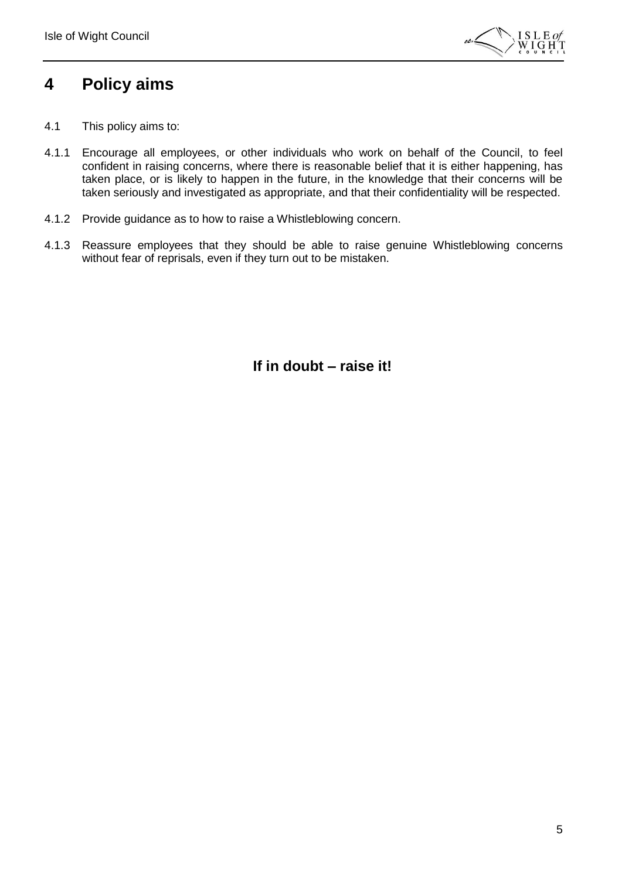## 4 Policy aims

4.1 This policy aims to:

4.1.1 Encourage all employees, or other individuals who work on behalf of the Council, to feel confident in raising concerns, where there is reasonable belief that it is either happening, has taken place, or is likely to happen in the future, in the knowledge that their concerns will be taken seriously and investigated as appropriate, and that their confidentiality will be respected.

4.1.2 Provide guidance as to how to raise a Whistleblowing concern.

4.1.3 Reassure employees that they should be able to raise genuine Whistleblowing concerns without fear of reprisals, even if they turn out to be mistaken.

**If in doubt – raise it!**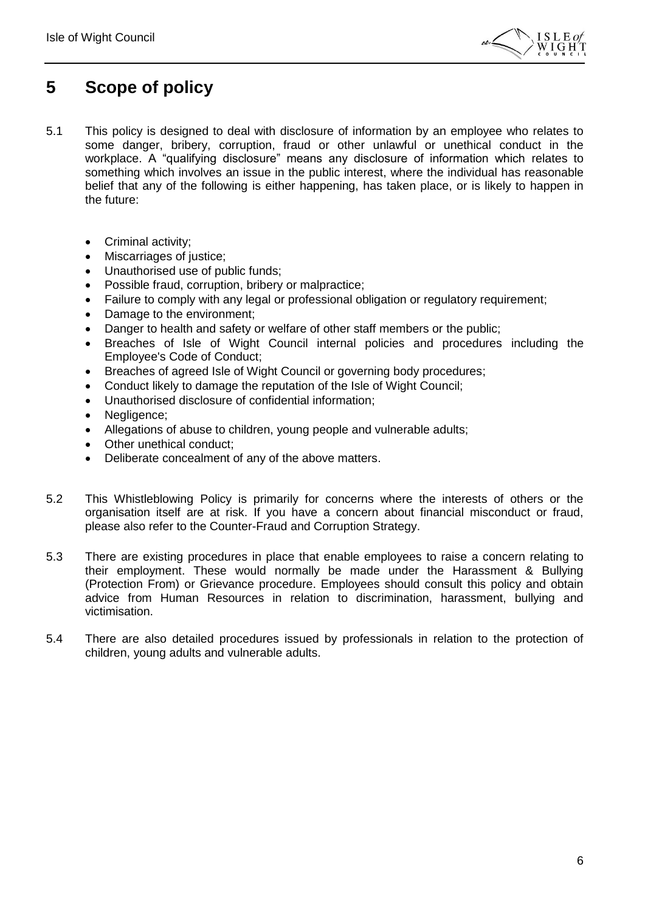# 5 Scope of policy

5.1 This policy is designed to deal with disclosure of information by an employee who relates to some danger, bribery, corruption, fraud or other unlawful or unethical conduct in the workplace. A "qualifying disclosure" means any disclosure of information which relates to something which involves an issue in the public interest, where the individual has reasonable belief that any of the following is either happening, has taken place, or is likely to happen in the future:

- Criminal activity;
- Miscarriages of justice;
- Unauthorised use of public funds;
- Possible fraud, corruption, bribery or malpractice;
- Failure to comply with any legal or professional obligation or regulatory requirement;
- Damage to the environment;
- Danger to health and safety or welfare of other staff members or the public;
- Breaches of Isle of Wight Council internal policies and procedures including the Employee's Code of Conduct;
- Breaches of agreed Isle of Wight Council or governing body procedures;
- Conduct likely to damage the reputation of the Isle of Wight Council;
- Unauthorised disclosure of confidential information;
- Negligence;
- Allegations of abuse to children, young people and vulnerable adults;
- Other unethical conduct;
- Deliberate concealment of any of the above matters.

5.2 This Whistleblowing Policy is primarily for concerns where the interests of others or the organisation itself are at risk. If you have a concern about financial misconduct or fraud, please also refer to the Counter-Fraud and Corruption Strategy.

5.3 There are existing procedures in place that enable employees to raise a concern relating to their employment. These would normally be made under the Harassment & Bullying (Protection From) or Grievance procedure. Employees should consult this policy and obtain advice from Human Resources in relation to discrimination, harassment, bullying and victimisation.

5.4 There are also detailed procedures issued by professionals in relation to the protection of children, young adults and vulnerable adults.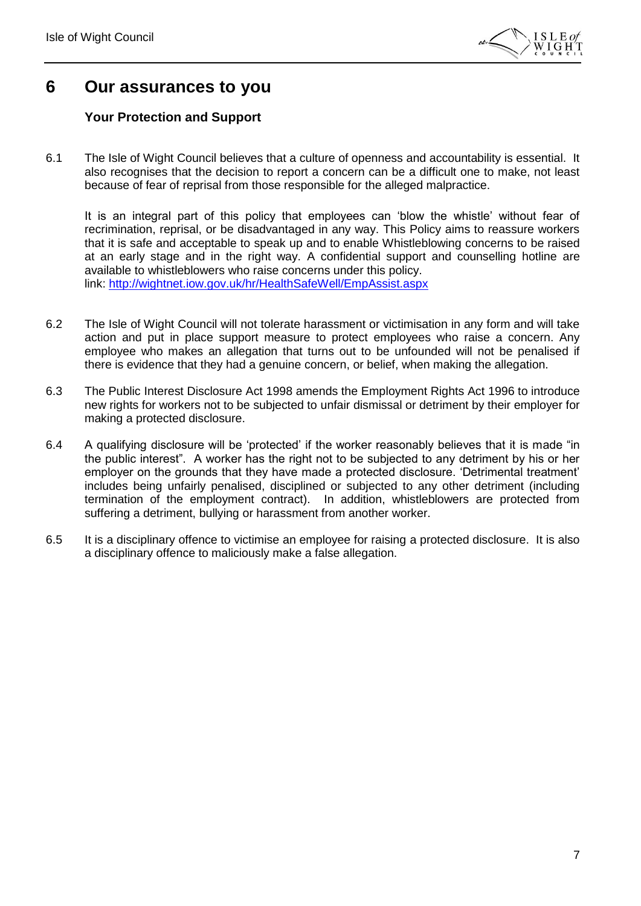# 6 Our assurances to you

### Your Protection and Support

6.1 The Isle of Wight Council believes that a culture of openness and accountability is essential. It also recognises that the decision to report a concern can be a difficult one to make, not least because of fear of reprisal from those responsible for the alleged malpractice.

It is an integral part of this policy that employees can 'blow the whistle' without fear of recrimination, reprisal, or be disadvantaged in any way. This Policy aims to reassure workers that it is safe and acceptable to speak up and to enable Whistleblowing concerns to be raised at an early stage and in the right way. A confidential support and counselling hotline are available to whistleblowers who raise concerns under this policy.
link: http://wightnet.iow.gov.uk/hr/HealthSafeWell/EmpAssist.aspx

6.2 The Isle of Wight Council will not tolerate harassment or victimisation in any form and will take action and put in place support measure to protect employees who raise a concern. Any employee who makes an allegation that turns out to be unfounded will not be penalised if there is evidence that they had a genuine concern, or belief, when making the allegation.

6.3 The Public Interest Disclosure Act 1998 amends the Employment Rights Act 1996 to introduce new rights for workers not to be subjected to unfair dismissal or detriment by their employer for making a protected disclosure.

6.4 A qualifying disclosure will be 'protected' if the worker reasonably believes that it is made "in the public interest". A worker has the right not to be subjected to any detriment by his or her employer on the grounds that they have made a protected disclosure. 'Detrimental treatment' includes being unfairly penalised, disciplined or subjected to any other detriment (including termination of the employment contract). In addition, whistleblowers are protected from suffering a detriment, bullying or harassment from another worker.

6.5 It is a disciplinary offence to victimise an employee for raising a protected disclosure. It is also a disciplinary offence to maliciously make a false allegation.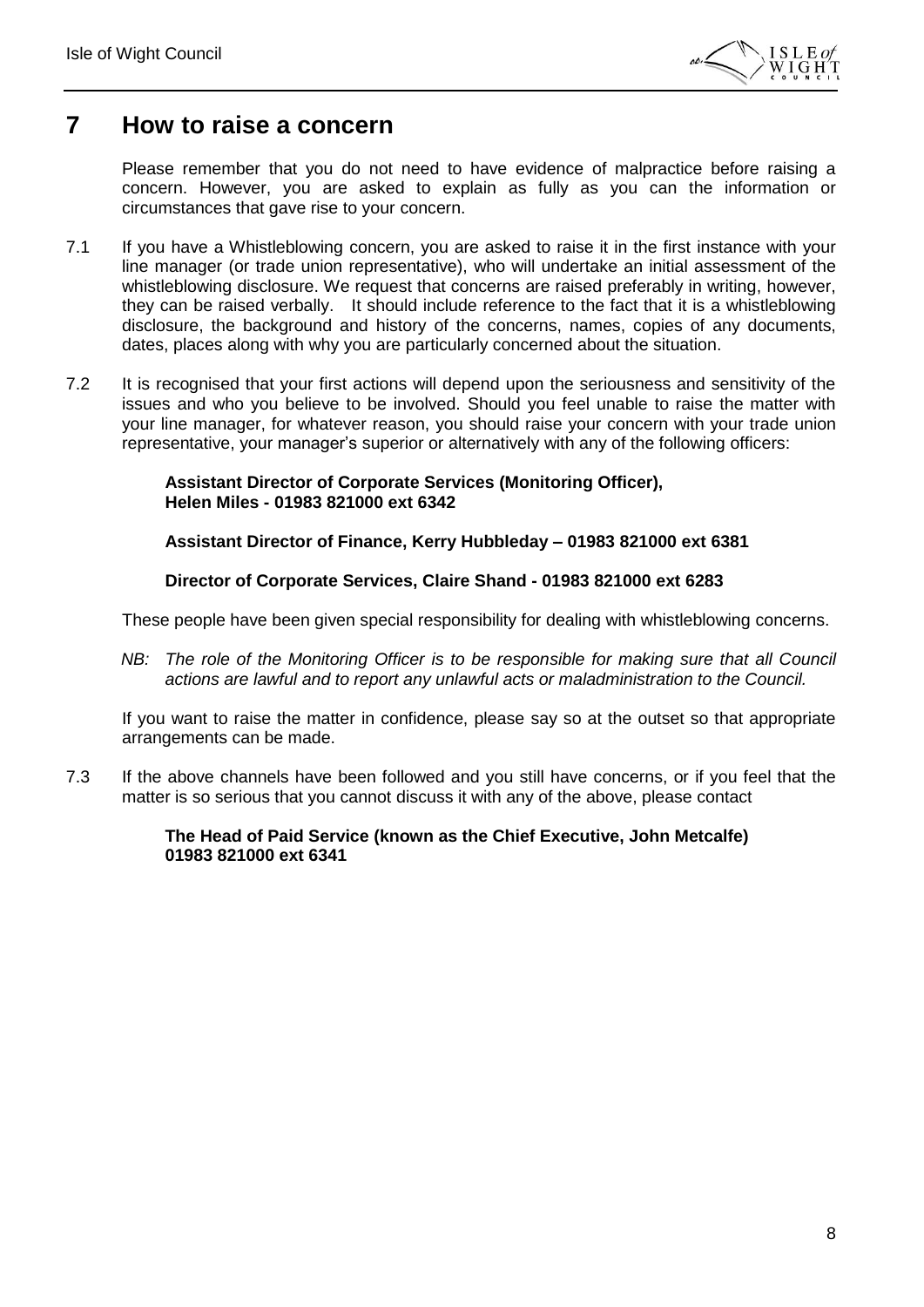# 7 How to raise a concern

Please remember that you do not need to have evidence of malpractice before raising a concern. However, you are asked to explain as fully as you can the information or circumstances that gave rise to your concern.

7.1 If you have a Whistleblowing concern, you are asked to raise it in the first instance with your line manager (or trade union representative), who will undertake an initial assessment of the whistleblowing disclosure. We request that concerns are raised preferably in writing, however, they can be raised verbally. It should include reference to the fact that it is a whistleblowing disclosure, the background and history of the concerns, names, copies of any documents, dates, places along with why you are particularly concerned about the situation.

7.2 It is recognised that your first actions will depend upon the seriousness and sensitivity of the issues and who you believe to be involved. Should you feel unable to raise the matter with your line manager, for whatever reason, you should raise your concern with your trade union representative, your manager's superior or alternatively with any of the following officers:

**Assistant Director of Corporate Services (Monitoring Officer), Helen Miles - 01983 821000 ext 6342**

**Assistant Director of Finance, Kerry Hubbleday – 01983 821000 ext 6381**

**Director of Corporate Services, Claire Shand - 01983 821000 ext 6283**

These people have been given special responsibility for dealing with whistleblowing concerns.

*NB: The role of the Monitoring Officer is to be responsible for making sure that all Council actions are lawful and to report any unlawful acts or maladministration to the Council.*

If you want to raise the matter in confidence, please say so at the outset so that appropriate arrangements can be made.

7.3 If the above channels have been followed and you still have concerns, or if you feel that the matter is so serious that you cannot discuss it with any of the above, please contact

**The Head of Paid Service (known as the Chief Executive, John Metcalfe) 01983 821000 ext 6341**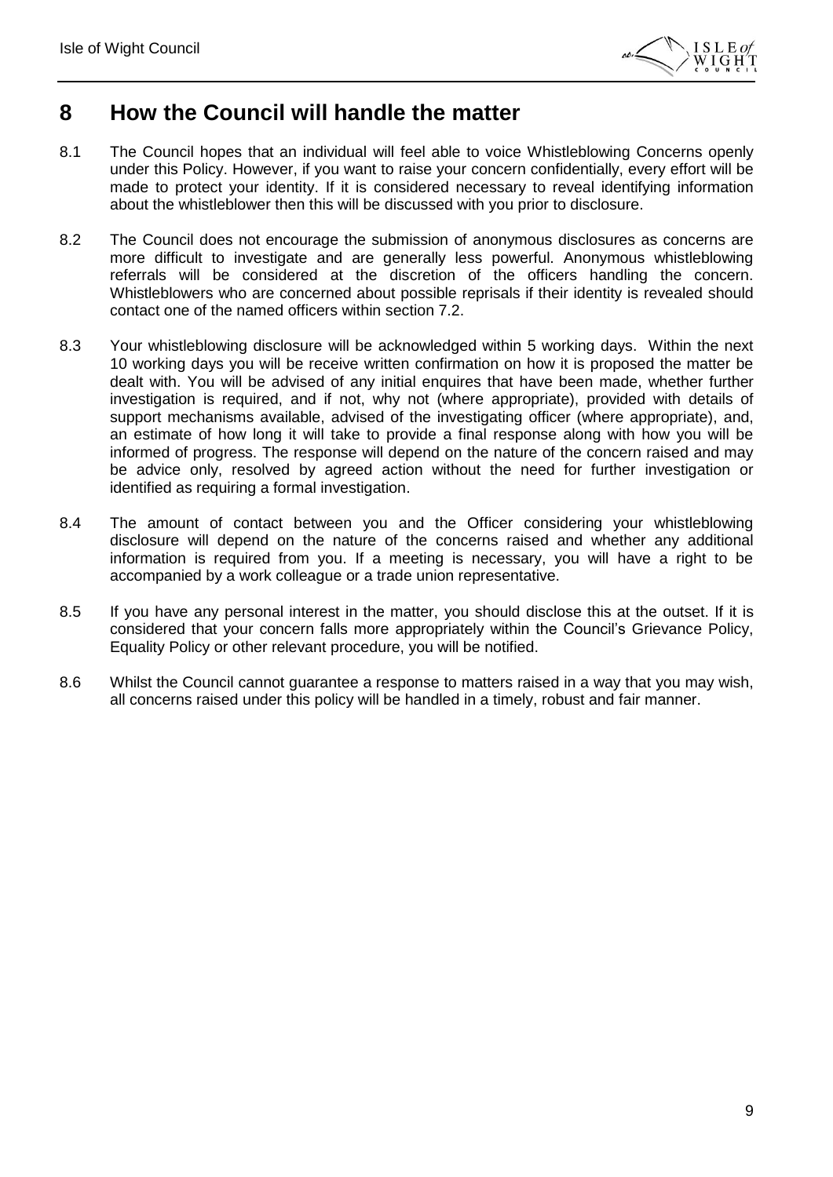# 8 How the Council will handle the matter

8.1 The Council hopes that an individual will feel able to voice Whistleblowing Concerns openly under this Policy. However, if you want to raise your concern confidentially, every effort will be made to protect your identity. If it is considered necessary to reveal identifying information about the whistleblower then this will be discussed with you prior to disclosure.

8.2 The Council does not encourage the submission of anonymous disclosures as concerns are more difficult to investigate and are generally less powerful. Anonymous whistleblowing referrals will be considered at the discretion of the officers handling the concern. Whistleblowers who are concerned about possible reprisals if their identity is revealed should contact one of the named officers within section 7.2.

8.3 Your whistleblowing disclosure will be acknowledged within 5 working days. Within the next 10 working days you will be receive written confirmation on how it is proposed the matter be dealt with. You will be advised of any initial enquires that have been made, whether further investigation is required, and if not, why not (where appropriate), provided with details of support mechanisms available, advised of the investigating officer (where appropriate), and, an estimate of how long it will take to provide a final response along with how you will be informed of progress. The response will depend on the nature of the concern raised and may be advice only, resolved by agreed action without the need for further investigation or identified as requiring a formal investigation.

8.4 The amount of contact between you and the Officer considering your whistleblowing disclosure will depend on the nature of the concerns raised and whether any additional information is required from you. If a meeting is necessary, you will have a right to be accompanied by a work colleague or a trade union representative.

8.5 If you have any personal interest in the matter, you should disclose this at the outset. If it is considered that your concern falls more appropriately within the Council's Grievance Policy, Equality Policy or other relevant procedure, you will be notified.

8.6 Whilst the Council cannot guarantee a response to matters raised in a way that you may wish, all concerns raised under this policy will be handled in a timely, robust and fair manner.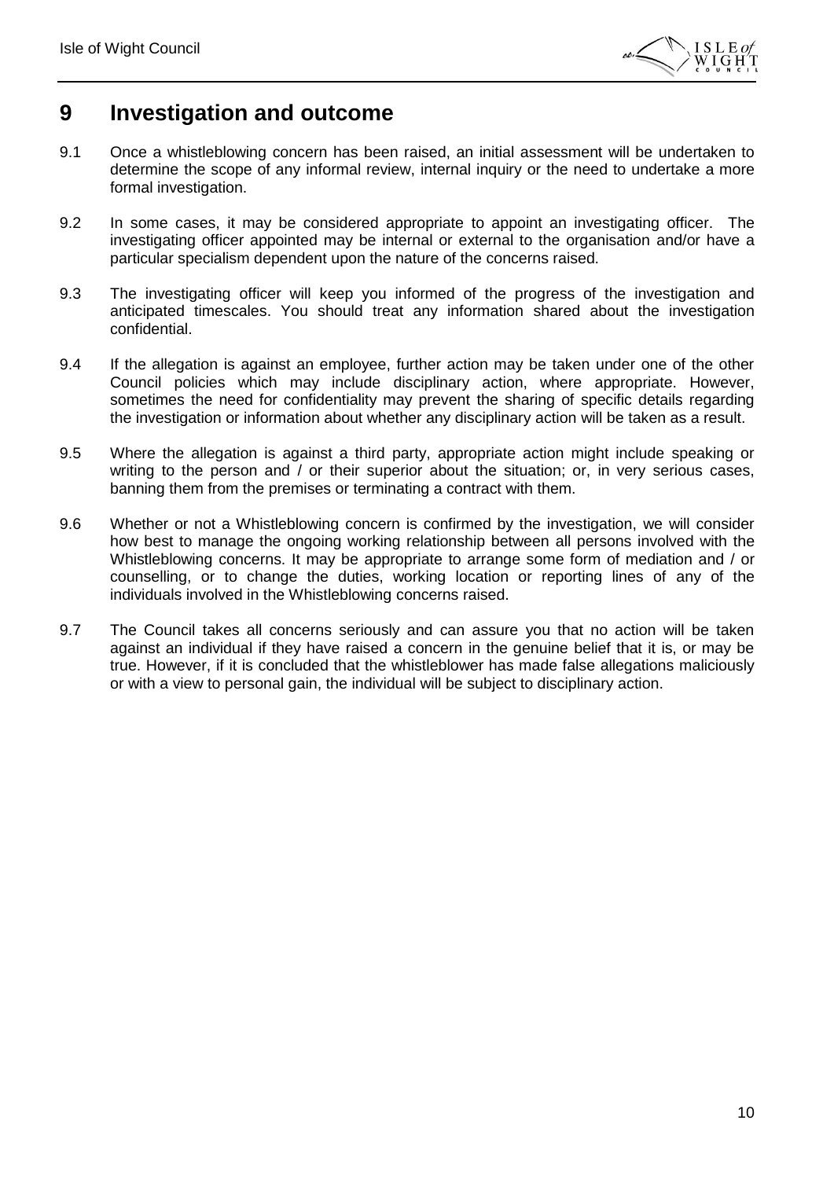# 9 Investigation and outcome

9.1 Once a whistleblowing concern has been raised, an initial assessment will be undertaken to determine the scope of any informal review, internal inquiry or the need to undertake a more formal investigation.

9.2 In some cases, it may be considered appropriate to appoint an investigating officer. The investigating officer appointed may be internal or external to the organisation and/or have a particular specialism dependent upon the nature of the concerns raised.

9.3 The investigating officer will keep you informed of the progress of the investigation and anticipated timescales. You should treat any information shared about the investigation confidential.

9.4 If the allegation is against an employee, further action may be taken under one of the other Council policies which may include disciplinary action, where appropriate. However, sometimes the need for confidentiality may prevent the sharing of specific details regarding the investigation or information about whether any disciplinary action will be taken as a result.

9.5 Where the allegation is against a third party, appropriate action might include speaking or writing to the person and / or their superior about the situation; or, in very serious cases, banning them from the premises or terminating a contract with them.

9.6 Whether or not a Whistleblowing concern is confirmed by the investigation, we will consider how best to manage the ongoing working relationship between all persons involved with the Whistleblowing concerns. It may be appropriate to arrange some form of mediation and / or counselling, or to change the duties, working location or reporting lines of any of the individuals involved in the Whistleblowing concerns raised.

9.7 The Council takes all concerns seriously and can assure you that no action will be taken against an individual if they have raised a concern in the genuine belief that it is, or may be true. However, if it is concluded that the whistleblower has made false allegations maliciously or with a view to personal gain, the individual will be subject to disciplinary action.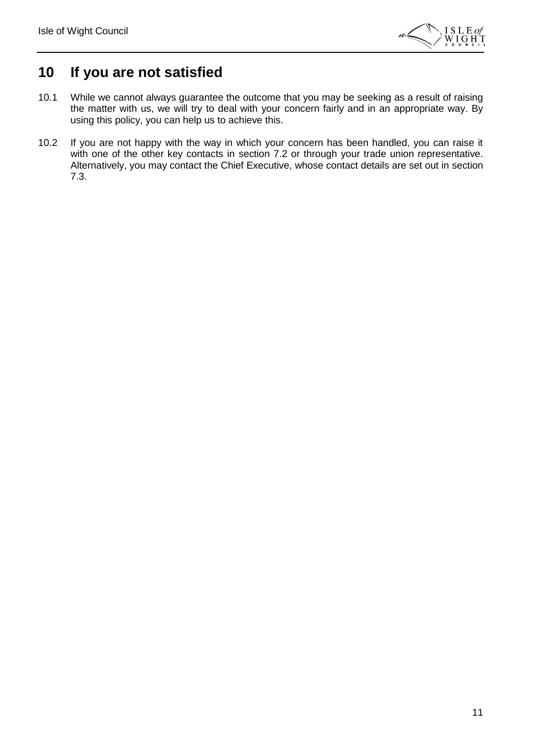## 10 If you are not satisfied

10.1 While we cannot always guarantee the outcome that you may be seeking as a result of raising the matter with us, we will try to deal with your concern fairly and in an appropriate way. By using this policy, you can help us to achieve this.

10.2 If you are not happy with the way in which your concern has been handled, you can raise it with one of the other key contacts in section 7.2 or through your trade union representative. Alternatively, you may contact the Chief Executive, whose contact details are set out in section 7.3.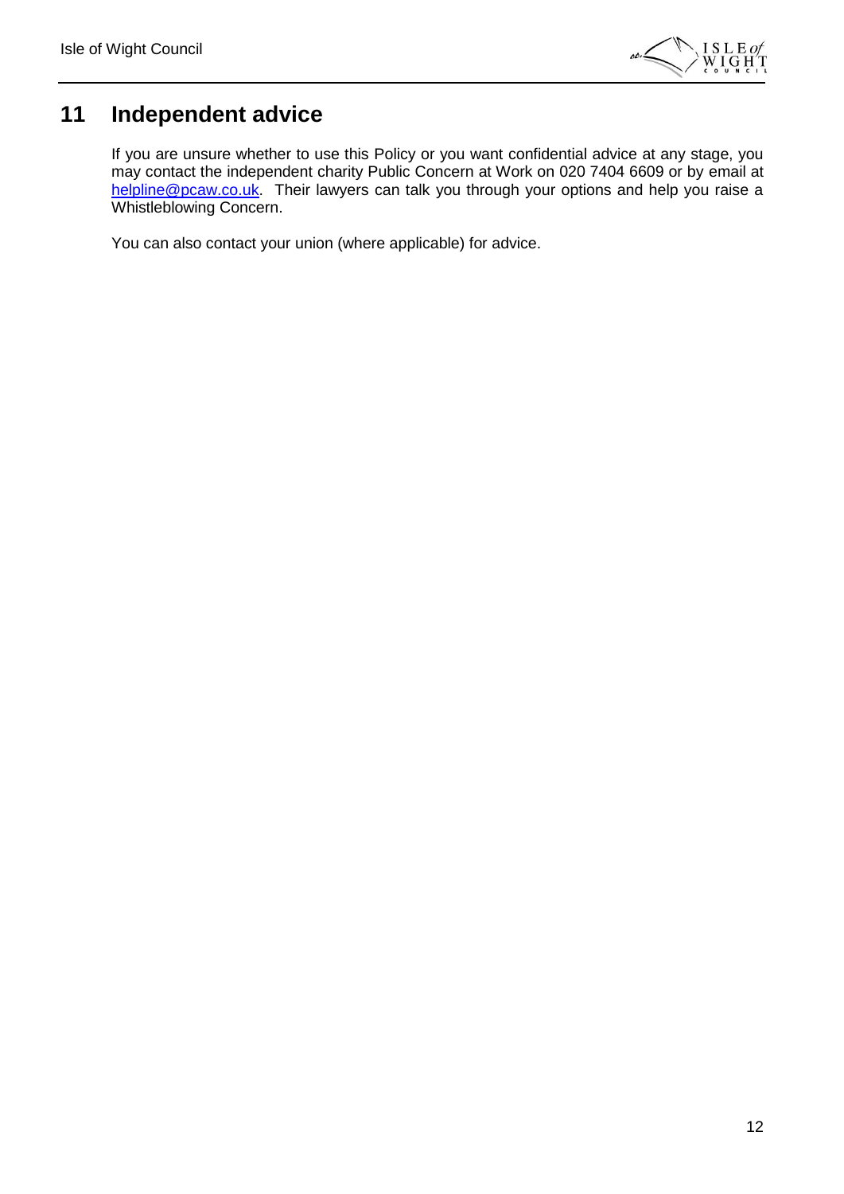## 11 Independent advice

If you are unsure whether to use this Policy or you want confidential advice at any stage, you may contact the independent charity Public Concern at Work on 020 7404 6609 or by email at helpline@pcaw.co.uk. Their lawyers can talk you through your options and help you raise a Whistleblowing Concern.

You can also contact your union (where applicable) for advice.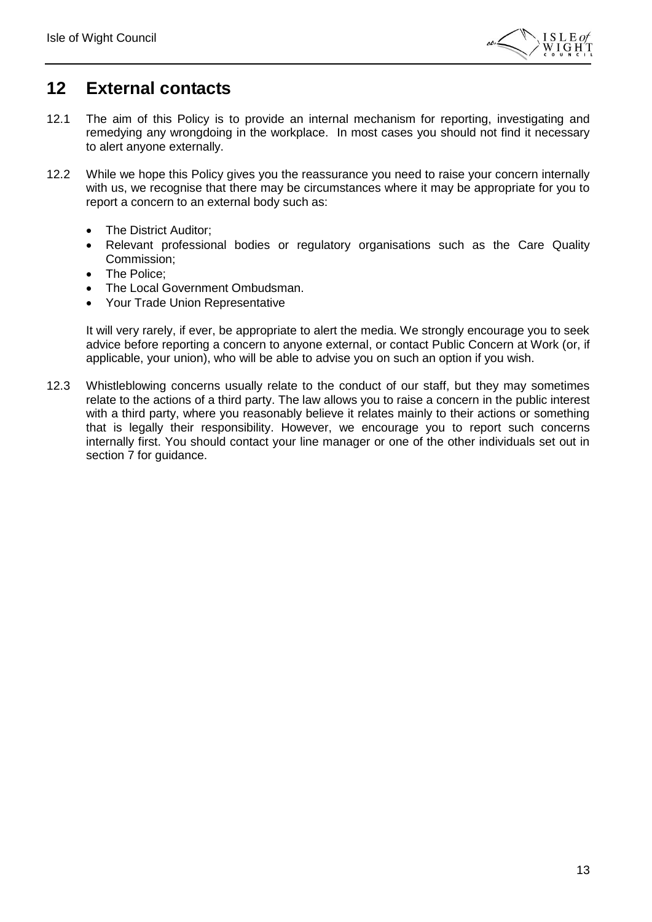## 12 External contacts

12.1 The aim of this Policy is to provide an internal mechanism for reporting, investigating and remedying any wrongdoing in the workplace. In most cases you should not find it necessary to alert anyone externally.

12.2 While we hope this Policy gives you the reassurance you need to raise your concern internally with us, we recognise that there may be circumstances where it may be appropriate for you to report a concern to an external body such as:

- The District Auditor;
- Relevant professional bodies or regulatory organisations such as the Care Quality Commission;
- The Police;
- The Local Government Ombudsman.
- Your Trade Union Representative

It will very rarely, if ever, be appropriate to alert the media. We strongly encourage you to seek advice before reporting a concern to anyone external, or contact Public Concern at Work (or, if applicable, your union), who will be able to advise you on such an option if you wish.

12.3 Whistleblowing concerns usually relate to the conduct of our staff, but they may sometimes relate to the actions of a third party. The law allows you to raise a concern in the public interest with a third party, where you reasonably believe it relates mainly to their actions or something that is legally their responsibility. However, we encourage you to report such concerns internally first. You should contact your line manager or one of the other individuals set out in section 7 for guidance.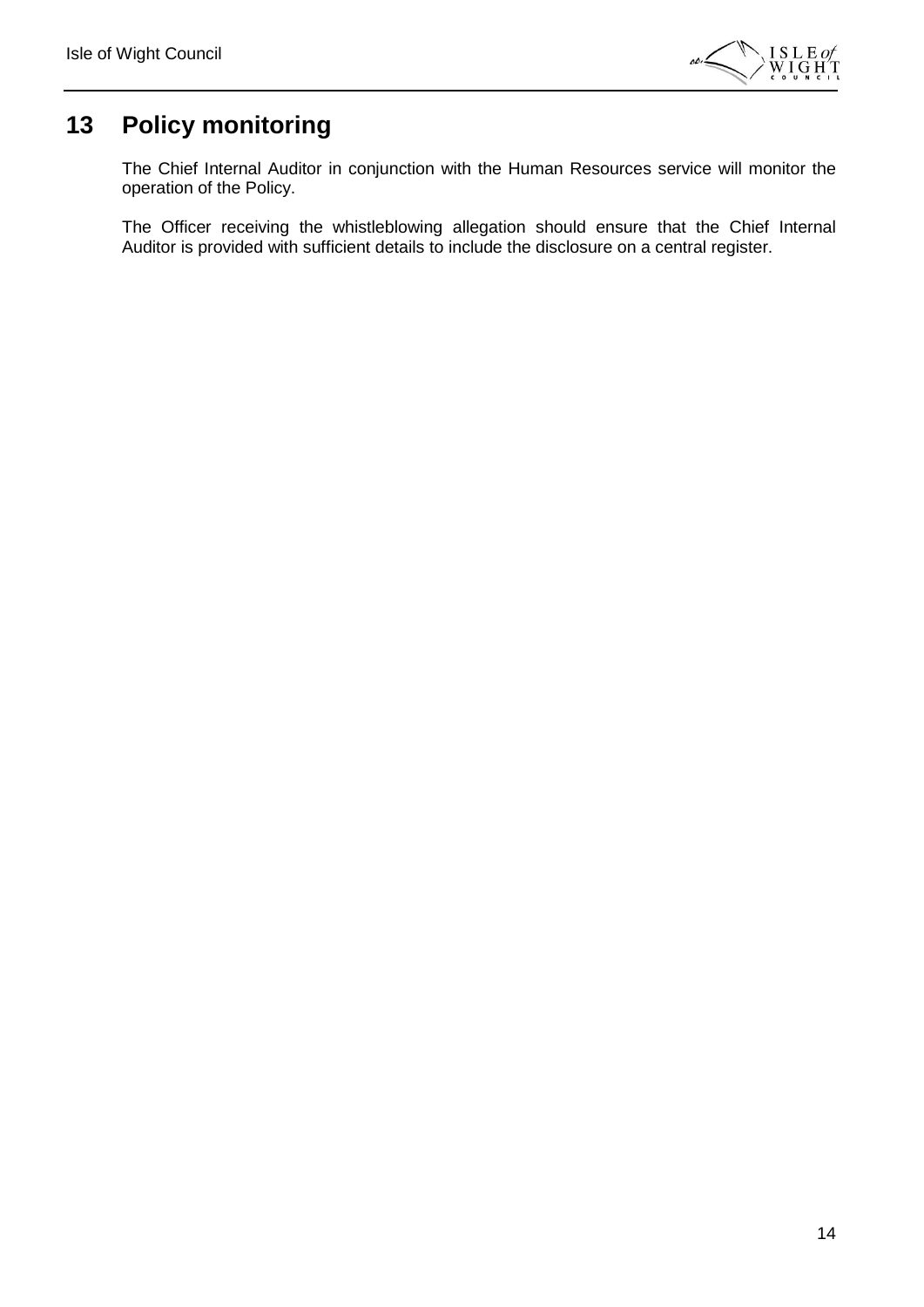# 13 Policy monitoring

The Chief Internal Auditor in conjunction with the Human Resources service will monitor the operation of the Policy.

The Officer receiving the whistleblowing allegation should ensure that the Chief Internal Auditor is provided with sufficient details to include the disclosure on a central register.